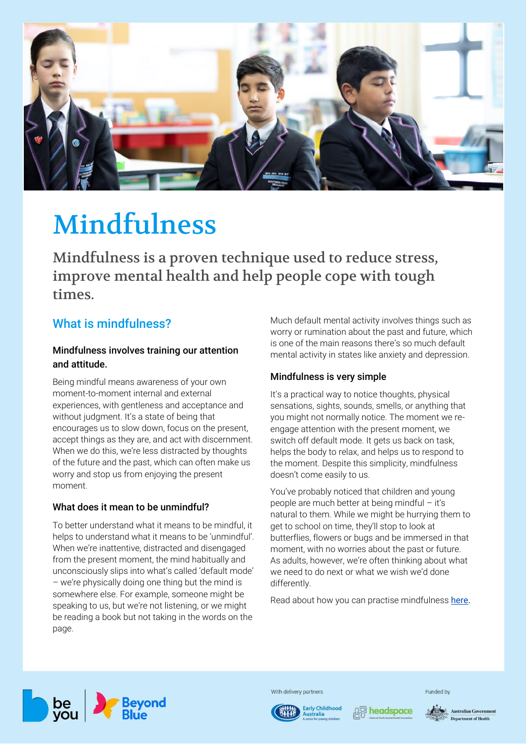# Mindfulness

## Mindfulness is a proven technique used to reduce stress, improve mental health and help people cope with tough times.

### What is mindfulness?

#### Mindfulness involves training our attention and attitude.

Being mindful means awareness of your own moment-to-moment internal and external experiences, with gentleness and acceptance and without judgment. It's a state of being that encourages us to slow down, focus on the present, accept things as they are, and act with discernment. When we do this, we're less distracted by thoughts of the future and the past, which can often make us worry and stop us from enjoying the present moment.

#### What does it mean to be unmindful?

To better understand what it means to be mindful, it helps to understand what it means to be 'unmindful'. When we're inattentive, distracted and disengaged from the present moment, the mind habitually and unconsciously slips into what's called 'default mode' – we're physically doing one thing but the mind is somewhere else. For example, someone might be speaking to us, but we're not listening, or we might be reading a book but not taking in the words on the page.

Much default mental activity involves things such as worry or rumination about the past and future, which is one of the main reasons there's so much default mental activity in states like anxiety and depression.

#### Mindfulness is very simple

It's a practical way to notice thoughts, physical sensations, sights, sounds, smells, or anything that you might not normally notice. The moment we re-engage attention with the present moment, we switch off default mode. It gets us back on task, helps the body to relax, and helps us to respond to the moment. Despite this simplicity, mindfulness doesn't come easily to us.

You've probably noticed that children and young people are much better at being mindful – it's natural to them. While we might be hurrying them to get to school on time, they'll stop to look at butterflies, flowers or bugs and be immersed in that moment, with no worries about the past or future. As adults, however, we're often thinking about what we need to do next or what we wish we'd done differently.

Read about how you can practise mindfulness [here](#).

With delivery partners

Funded by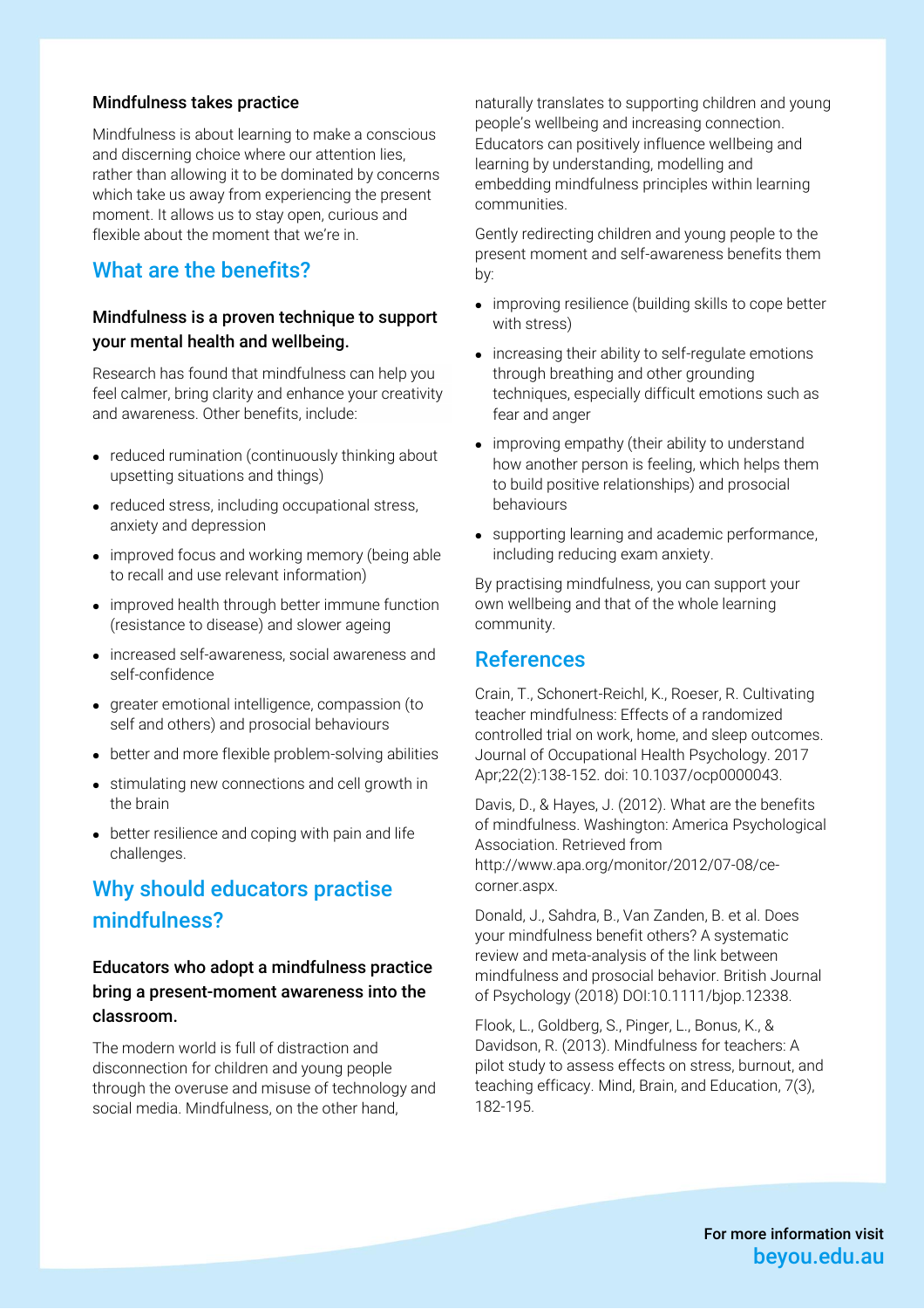**Mindfulness takes practice**

Mindfulness is about learning to make a conscious and discerning choice where our attention lies, rather than allowing it to be dominated by concerns which take us away from experiencing the present moment. It allows us to stay open, curious and flexible about the moment that we're in.

## What are the benefits?

**Mindfulness is a proven technique to support your mental health and wellbeing.**

Research has found that mindfulness can help you feel calmer, bring clarity and enhance your creativity and awareness. Other benefits, include:

- reduced rumination (continuously thinking about upsetting situations and things)
- reduced stress, including occupational stress, anxiety and depression
- improved focus and working memory (being able to recall and use relevant information)
- improved health through better immune function (resistance to disease) and slower ageing
- increased self-awareness, social awareness and self-confidence
- greater emotional intelligence, compassion (to self and others) and prosocial behaviours
- better and more flexible problem-solving abilities
- stimulating new connections and cell growth in the brain
- better resilience and coping with pain and life challenges.

## Why should educators practise mindfulness?

**Educators who adopt a mindfulness practice bring a present-moment awareness into the classroom.**

The modern world is full of distraction and disconnection for children and young people through the overuse and misuse of technology and social media. Mindfulness, on the other hand, naturally translates to supporting children and young people's wellbeing and increasing connection. Educators can positively influence wellbeing and learning by understanding, modelling and embedding mindfulness principles within learning communities.

Gently redirecting children and young people to the present moment and self-awareness benefits them by:

- improving resilience (building skills to cope better with stress)
- increasing their ability to self-regulate emotions through breathing and other grounding techniques, especially difficult emotions such as fear and anger
- improving empathy (their ability to understand how another person is feeling, which helps them to build positive relationships) and prosocial behaviours
- supporting learning and academic performance, including reducing exam anxiety.

By practising mindfulness, you can support your own wellbeing and that of the whole learning community.

## References

Crain, T., Schonert-Reichl, K., Roeser, R. Cultivating teacher mindfulness: Effects of a randomized controlled trial on work, home, and sleep outcomes. Journal of Occupational Health Psychology. 2017 Apr;22(2):138-152. doi: 10.1037/ocp0000043.

Davis, D., & Hayes, J. (2012). What are the benefits of mindfulness. Washington: America Psychological Association. Retrieved from http://www.apa.org/monitor/2012/07-08/ce-corner.aspx.

Donald, J., Sahdra, B., Van Zanden, B. et al. Does your mindfulness benefit others? A systematic review and meta-analysis of the link between mindfulness and prosocial behavior. British Journal of Psychology (2018) DOI:10.1111/bjop.12338.

Flook, L., Goldberg, S., Pinger, L., Bonus, K., & Davidson, R. (2013). Mindfulness for teachers: A pilot study to assess effects on stress, burnout, and teaching efficacy. Mind, Brain, and Education, 7(3), 182-195.

For more information visit **beyou.edu.au**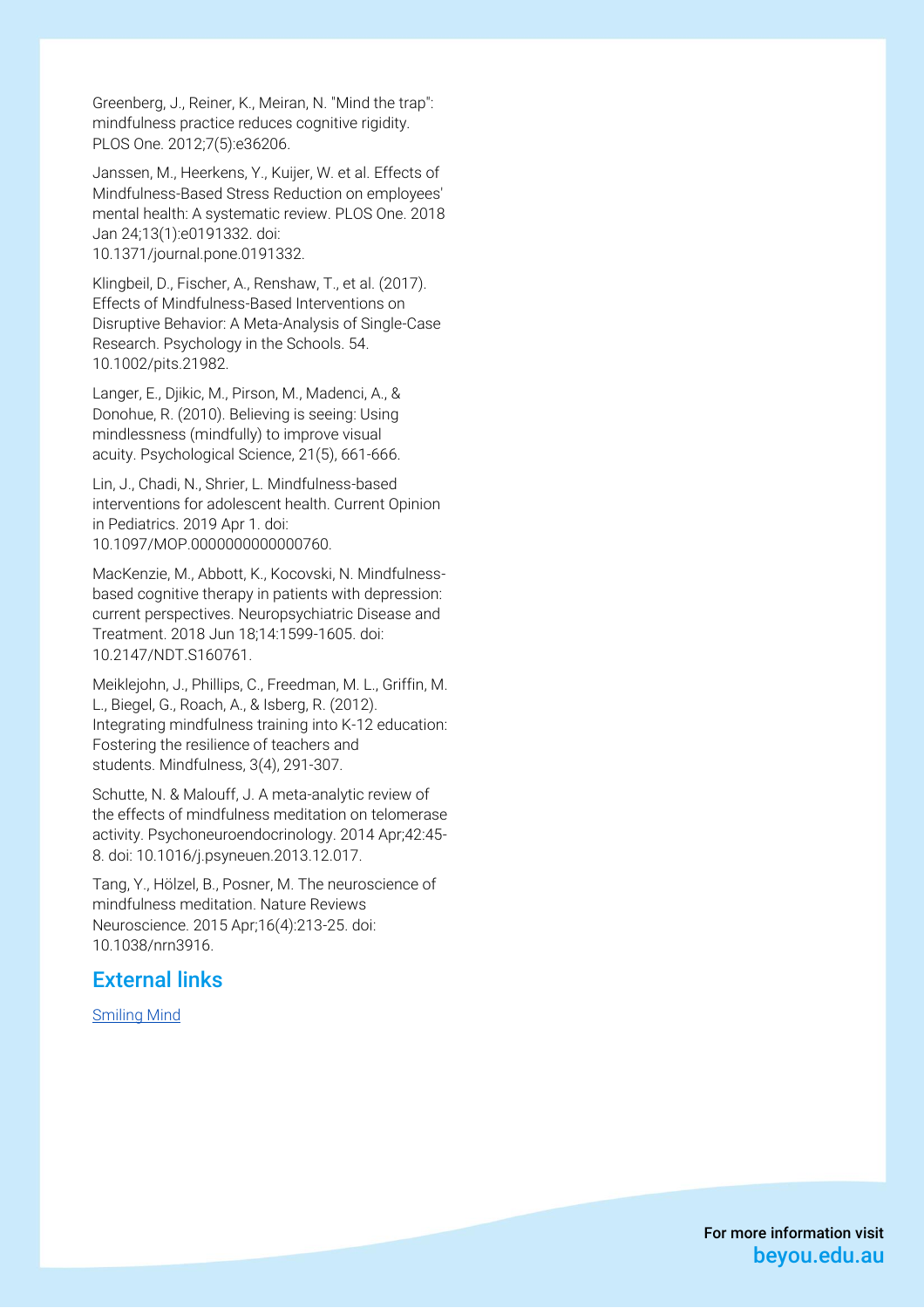Greenberg, J., Reiner, K., Meiran, N. "Mind the trap": mindfulness practice reduces cognitive rigidity. PLOS One. 2012;7(5):e36206.

Janssen, M., Heerkens, Y., Kuijer, W. et al. Effects of Mindfulness-Based Stress Reduction on employees' mental health: A systematic review. PLOS One. 2018 Jan 24;13(1):e0191332. doi: 10.1371/journal.pone.0191332.

Klingbeil, D., Fischer, A., Renshaw, T., et al. (2017). Effects of Mindfulness-Based Interventions on Disruptive Behavior: A Meta-Analysis of Single-Case Research. Psychology in the Schools. 54. 10.1002/pits.21982.

Langer, E., Djikic, M., Pirson, M., Madenci, A., & Donohue, R. (2010). Believing is seeing: Using mindlessness (mindfully) to improve visual acuity. Psychological Science, 21(5), 661-666.

Lin, J., Chadi, N., Shrier, L. Mindfulness-based interventions for adolescent health. Current Opinion in Pediatrics. 2019 Apr 1. doi: 10.1097/MOP.0000000000000760.

MacKenzie, M., Abbott, K., Kocovski, N. Mindfulness-based cognitive therapy in patients with depression: current perspectives. Neuropsychiatric Disease and Treatment. 2018 Jun 18;14:1599-1605. doi: 10.2147/NDT.S160761.

Meiklejohn, J., Phillips, C., Freedman, M. L., Griffin, M. L., Biegel, G., Roach, A., & Isberg, R. (2012). Integrating mindfulness training into K-12 education: Fostering the resilience of teachers and students. Mindfulness, 3(4), 291-307.

Schutte, N. & Malouff, J. A meta-analytic review of the effects of mindfulness meditation on telomerase activity. Psychoneuroendocrinology. 2014 Apr;42:45-8. doi: 10.1016/j.psyneuen.2013.12.017.

Tang, Y., Hölzel, B., Posner, M. The neuroscience of mindfulness meditation. Nature Reviews Neuroscience. 2015 Apr;16(4):213-25. doi: 10.1038/nrn3916.

## External links

[Smiling Mind]

For more information visit
**beyou.edu.au**